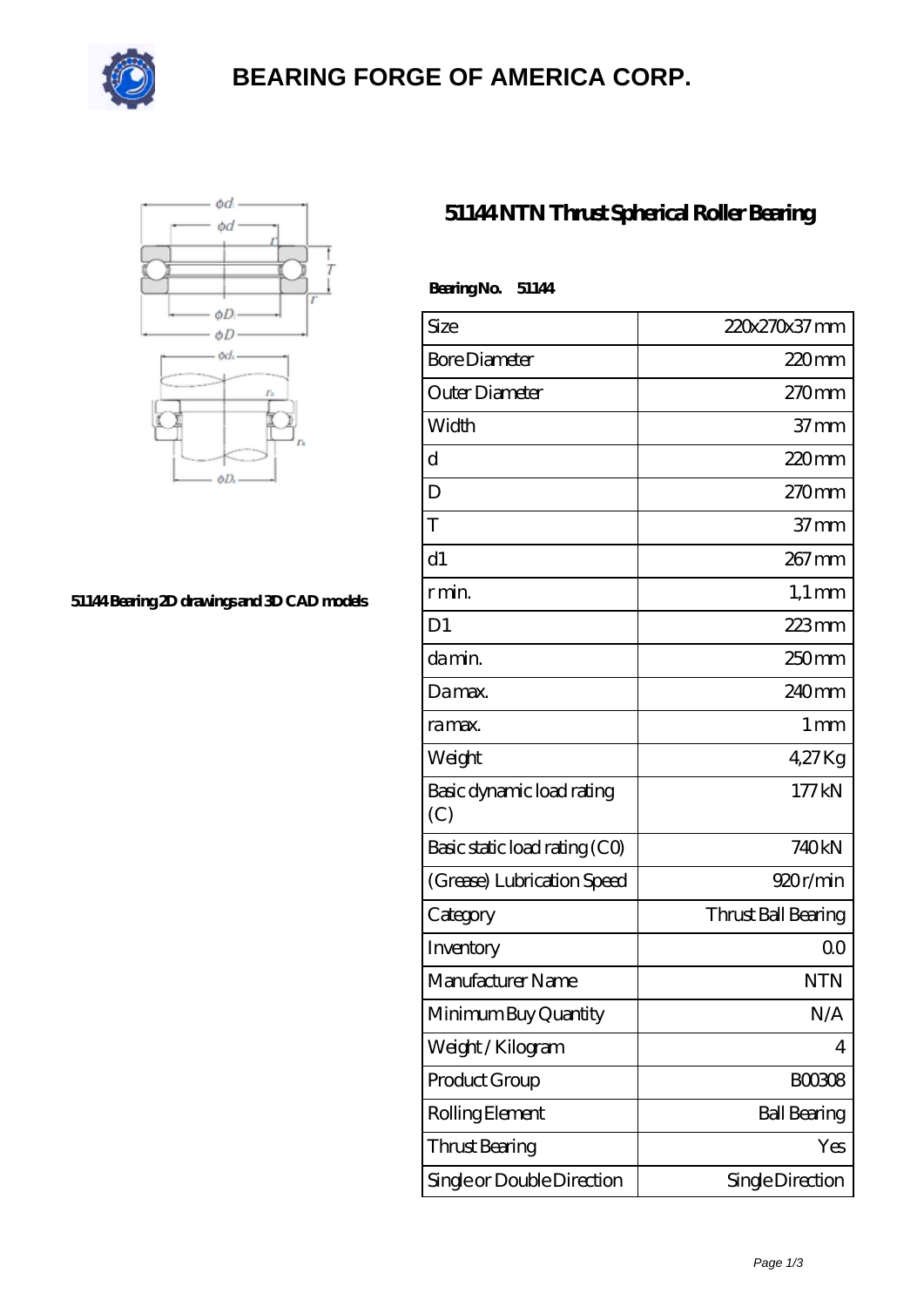# BEARING FORGE OF AMERICA CORP.

51144 Bearing 2D drawings and 3D CAD models

## 51144 NTN Thrust Spherical Roller Bearing

**Bearing No. 51144**

| Size | 220x270x37 mm |
|---|---|
| Bore Diameter | 220 mm |
| Outer Diameter | 270 mm |
| Width | 37 mm |
| d | 220 mm |
| D | 270 mm |
| T | 37 mm |
| d1 | 267 mm |
| r min. | 1,1 mm |
| D1 | 223 mm |
| da min. | 250 mm |
| Da max. | 240 mm |
| ra max. | 1 mm |
| Weight | 4,27 Kg |
| Basic dynamic load rating (C) | 177 kN |
| Basic static load rating (C0) | 740 kN |
| (Grease) Lubrication Speed | 920 r/min |
| Category | Thrust Ball Bearing |
| Inventory | 0.0 |
| Manufacturer Name | NTN |
| Minimum Buy Quantity | N/A |
| Weight / Kilogram | 4 |
| Product Group | B00308 |
| Rolling Element | Ball Bearing |
| Thrust Bearing | Yes |
| Single or Double Direction | Single Direction |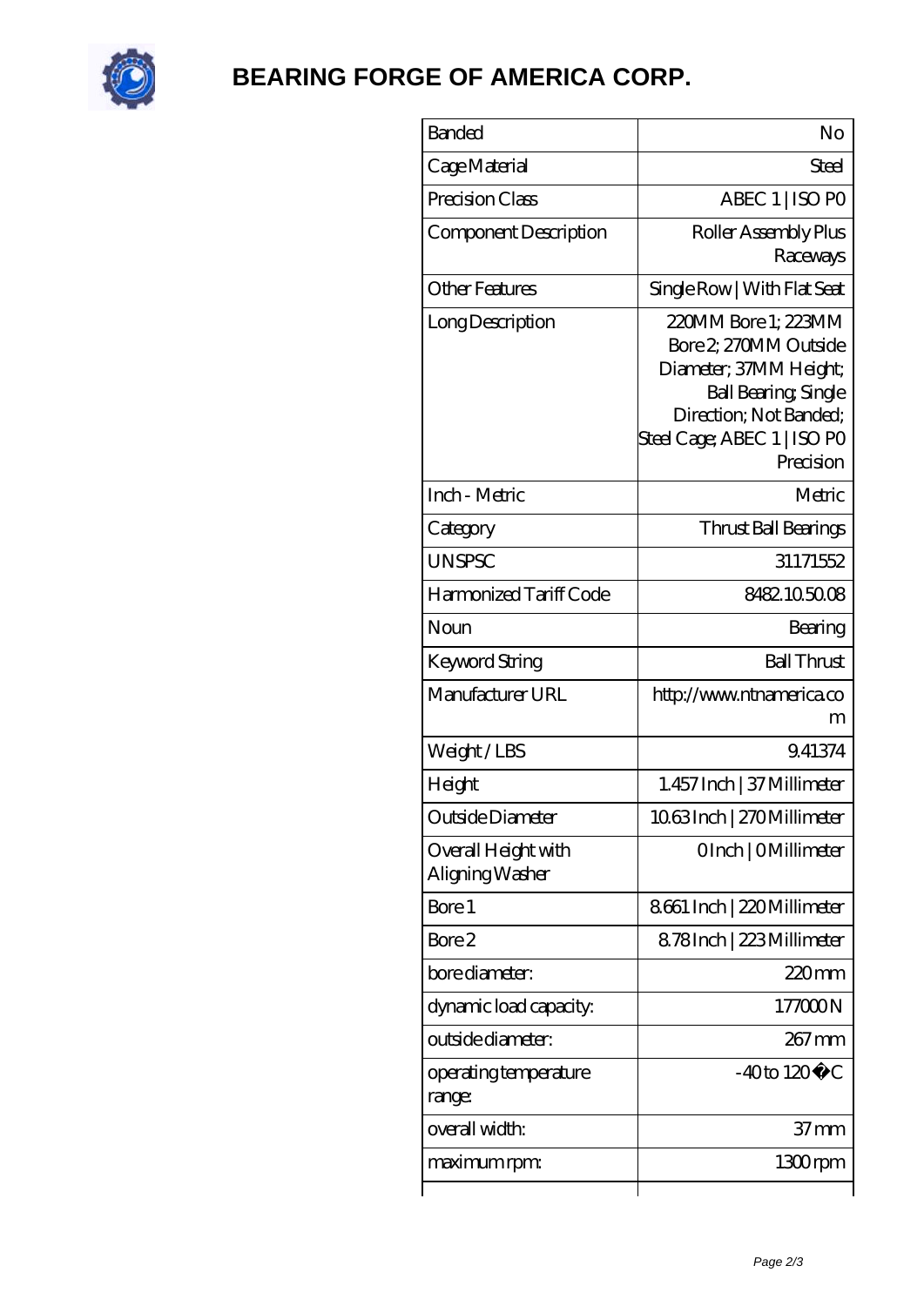# BEARING FORGE OF AMERICA CORP.

| Banded | No |
|---|---|
| Cage Material | Steel |
| Precision Class | ABEC 1 \| ISO P0 |
| Component Description | Roller Assembly Plus Raceways |
| Other Features | Single Row \| With Flat Seat |
| Long Description | 220MM Bore 1; 223MM Bore 2; 270MM Outside Diameter; 37MM Height; Ball Bearing; Single Direction; Not Banded; Steel Cage; ABEC 1 \| ISO P0 Precision |
| Inch - Metric | Metric |
| Category | Thrust Ball Bearings |
| UNSPSC | 31171552 |
| Harmonized Tariff Code | 8482.10.50.08 |
| Noun | Bearing |
| Keyword String | Ball Thrust |
| Manufacturer URL | http://www.ntnamerica.com |
| Weight / LBS | 9.41374 |
| Height | 1.457 Inch \| 37 Millimeter |
| Outside Diameter | 10.63 Inch \| 270 Millimeter |
| Overall Height with Aligning Washer | 0 Inch \| 0 Millimeter |
| Bore 1 | 8.661 Inch \| 220 Millimeter |
| Bore 2 | 8.78 Inch \| 223 Millimeter |
| bore diameter: | 220 mm |
| dynamic load capacity: | 177000 N |
| outside diameter: | 267 mm |
| operating temperature range: | -40 to 120 � C |
| overall width: | 37 mm |
| maximum rpm: | 1300 rpm |
| | |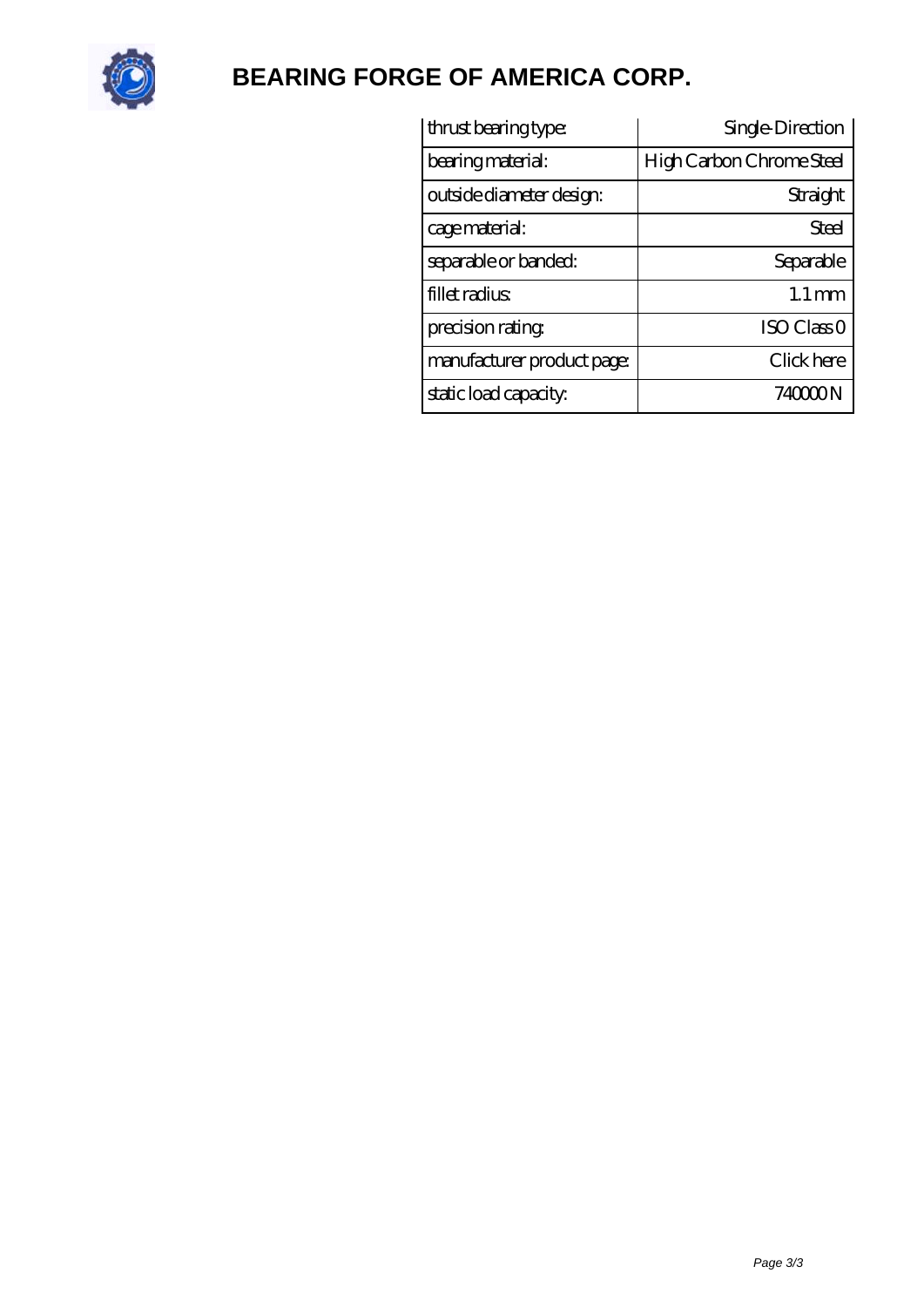# BEARING FORGE OF AMERICA CORP.

| | |
|---|---|
| thrust bearing type: | Single-Direction |
| bearing material: | High Carbon Chrome Steel |
| outside diameter design: | Straight |
| cage material: | Steel |
| separable or banded: | Separable |
| fillet radius: | 1.1 mm |
| precision rating: | ISO Class 0 |
| manufacturer product page: | Click here |
| static load capacity: | 740000 N |